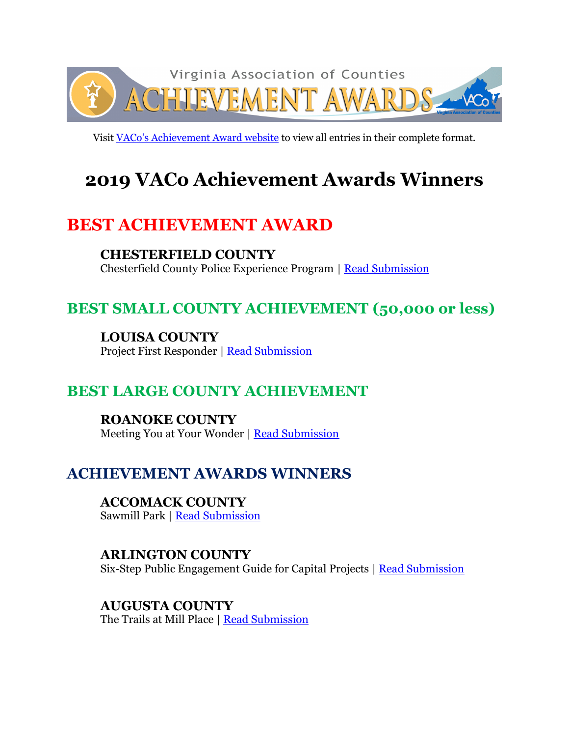Visit VACo's Achievement Award website to view all entries in their complete format.

# 2019 VACo Achievement Awards Winners

## BEST ACHIEVEMENT AWARD

**CHESTERFIELD COUNTY**
Chesterfield County Police Experience Program | Read Submission

## BEST SMALL COUNTY ACHIEVEMENT (50,000 or less)

**LOUISA COUNTY**
Project First Responder | Read Submission

## BEST LARGE COUNTY ACHIEVEMENT

**ROANOKE COUNTY**
Meeting You at Your Wonder | Read Submission

## ACHIEVEMENT AWARDS WINNERS

**ACCOMACK COUNTY**
Sawmill Park | Read Submission

**ARLINGTON COUNTY**
Six-Step Public Engagement Guide for Capital Projects | Read Submission

**AUGUSTA COUNTY**
The Trails at Mill Place | Read Submission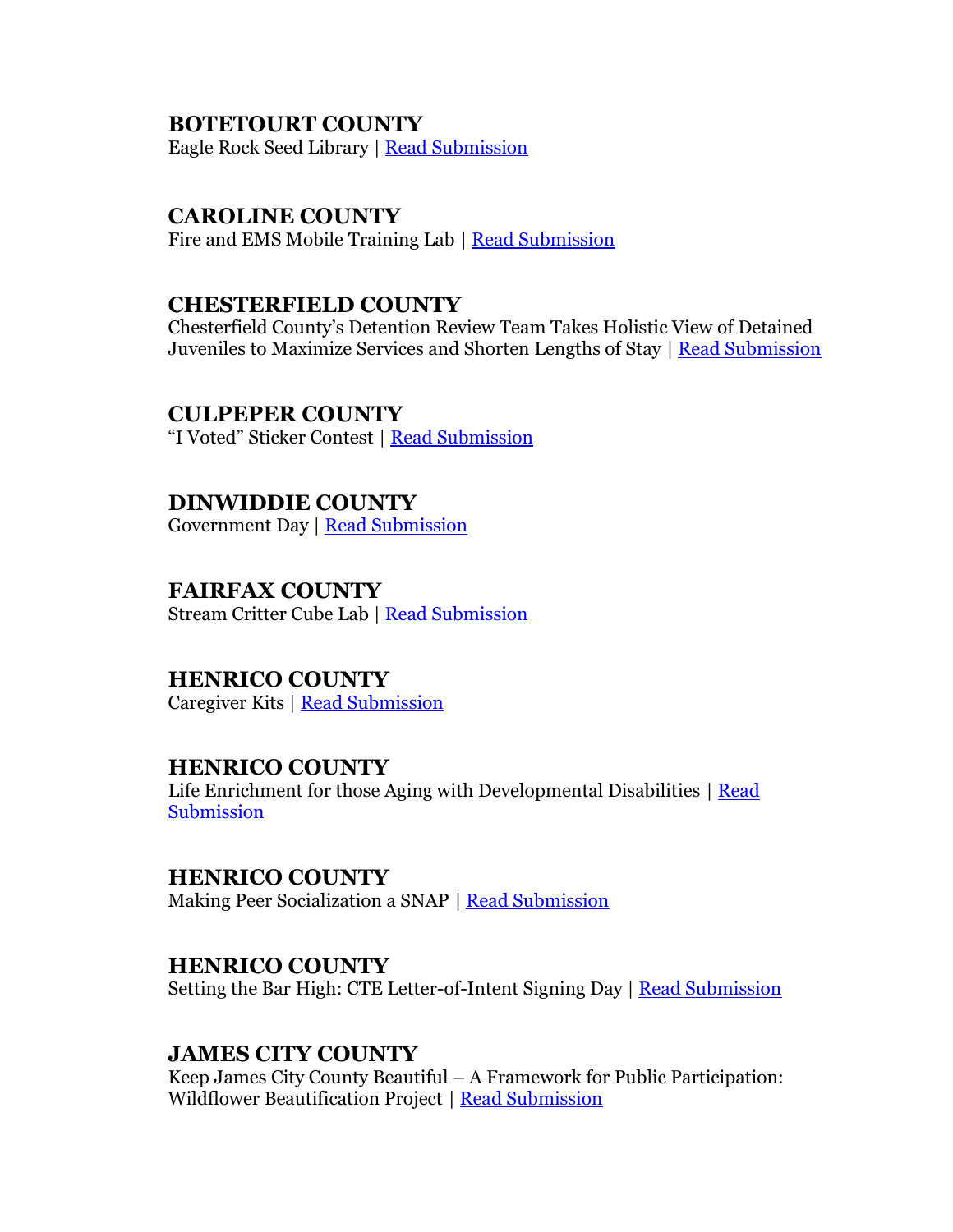**BOTETOURT COUNTY**
Eagle Rock Seed Library | Read Submission

**CAROLINE COUNTY**
Fire and EMS Mobile Training Lab | Read Submission

**CHESTERFIELD COUNTY**
Chesterfield County's Detention Review Team Takes Holistic View of Detained Juveniles to Maximize Services and Shorten Lengths of Stay | Read Submission

**CULPEPER COUNTY**
"I Voted" Sticker Contest | Read Submission

**DINWIDDIE COUNTY**
Government Day | Read Submission

**FAIRFAX COUNTY**
Stream Critter Cube Lab | Read Submission

**HENRICO COUNTY**
Caregiver Kits | Read Submission

**HENRICO COUNTY**
Life Enrichment for those Aging with Developmental Disabilities | Read Submission

**HENRICO COUNTY**
Making Peer Socialization a SNAP | Read Submission

**HENRICO COUNTY**
Setting the Bar High: CTE Letter-of-Intent Signing Day | Read Submission

**JAMES CITY COUNTY**
Keep James City County Beautiful – A Framework for Public Participation: Wildflower Beautification Project | Read Submission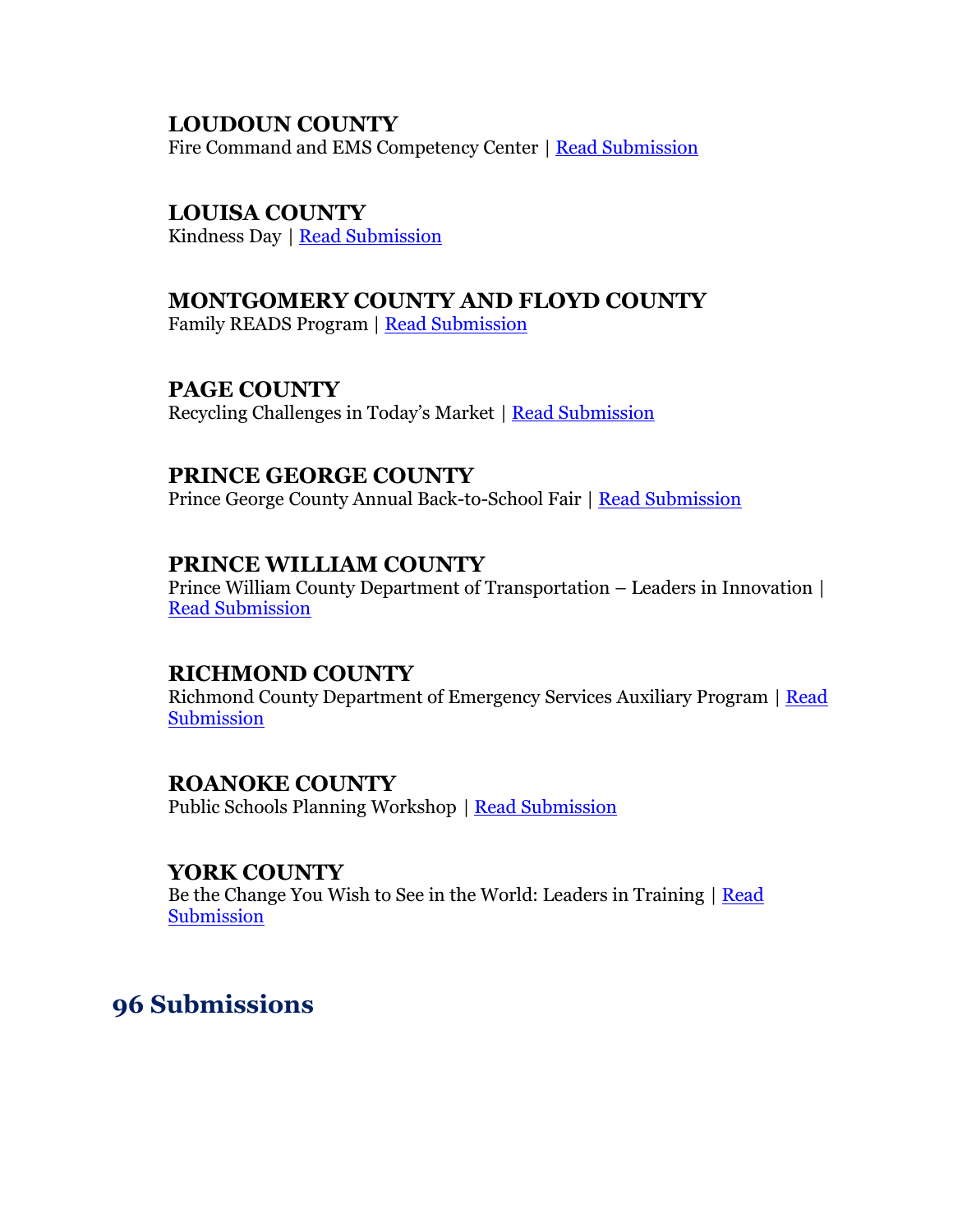### LOUDOUN COUNTY
Fire Command and EMS Competency Center | Read Submission

### LOUISA COUNTY
Kindness Day | Read Submission

### MONTGOMERY COUNTY AND FLOYD COUNTY
Family READS Program | Read Submission

### PAGE COUNTY
Recycling Challenges in Today's Market | Read Submission

### PRINCE GEORGE COUNTY
Prince George County Annual Back-to-School Fair | Read Submission

### PRINCE WILLIAM COUNTY
Prince William County Department of Transportation – Leaders in Innovation | Read Submission

### RICHMOND COUNTY
Richmond County Department of Emergency Services Auxiliary Program | Read Submission

### ROANOKE COUNTY
Public Schools Planning Workshop | Read Submission

### YORK COUNTY
Be the Change You Wish to See in the World: Leaders in Training | Read Submission

## 96 Submissions